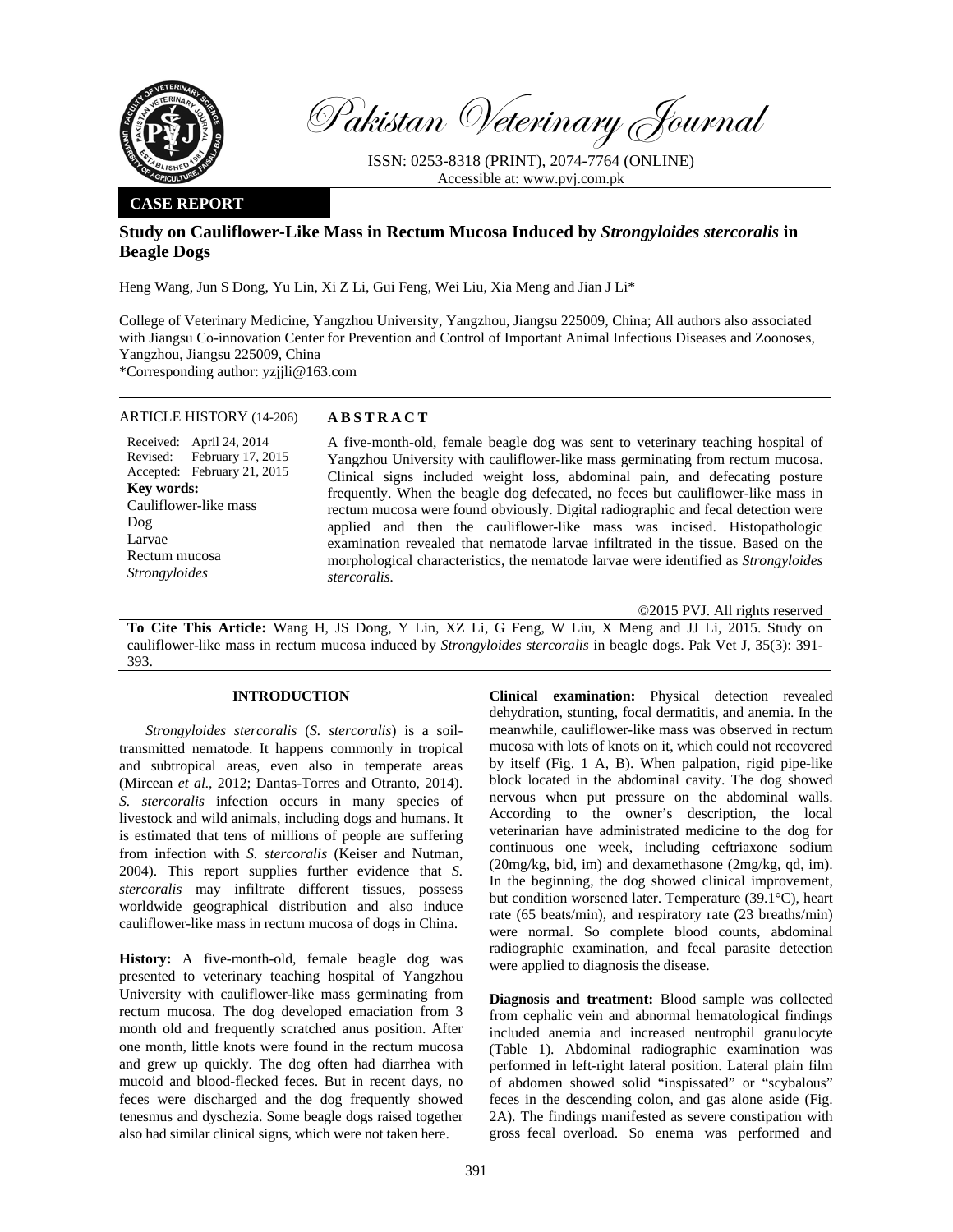# Pakistan Veterinary Journal

ISSN: 0253-8318 (PRINT), 2074-7764 (ONLINE)
Accessible at: www.pvj.com.pk

**CASE REPORT**

## Study on Cauliflower-Like Mass in Rectum Mucosa Induced by *Strongyloides stercoralis* in Beagle Dogs

Heng Wang, Jun S Dong, Yu Lin, Xi Z Li, Gui Feng, Wei Liu, Xia Meng and Jian J Li*

College of Veterinary Medicine, Yangzhou University, Yangzhou, Jiangsu 225009, China; All authors also associated with Jiangsu Co-innovation Center for Prevention and Control of Important Animal Infectious Diseases and Zoonoses, Yangzhou, Jiangsu 225009, China

*Corresponding author: yzjjli@163.com

**ARTICLE HISTORY** (14-206)

Received: April 24, 2014
Revised: February 17, 2015
Accepted: February 21, 2015

**Key words:**
Cauliflower-like mass
Dog
Larvae
Rectum mucosa
*Strongyloides*

**ABSTRACT**

A five-month-old, female beagle dog was sent to veterinary teaching hospital of Yangzhou University with cauliflower-like mass germinating from rectum mucosa. Clinical signs included weight loss, abdominal pain, and defecating posture frequently. When the beagle dog defecated, no feces but cauliflower-like mass in rectum mucosa were found obviously. Digital radiographic and fecal detection were applied and then the cauliflower-like mass was incised. Histopathologic examination revealed that nematode larvae infiltrated in the tissue. Based on the morphological characteristics, the nematode larvae were identified as *Strongyloides stercoralis.*

©2015 PVJ. All rights reserved

**To Cite This Article:** Wang H, JS Dong, Y Lin, XZ Li, G Feng, W Liu, X Meng and JJ Li, 2015. Study on cauliflower-like mass in rectum mucosa induced by *Strongyloides stercoralis* in beagle dogs. Pak Vet J, 35(3): 391-393.

### INTRODUCTION

*Strongyloides stercoralis* (*S. stercoralis*) is a soil-transmitted nematode. It happens commonly in tropical and subtropical areas, even also in temperate areas (Mircean *et al*., 2012; Dantas-Torres and Otranto, 2014). *S. stercoralis* infection occurs in many species of livestock and wild animals, including dogs and humans. It is estimated that tens of millions of people are suffering from infection with *S. stercoralis* (Keiser and Nutman, 2004). This report supplies further evidence that *S. stercoralis* may infiltrate different tissues, possess worldwide geographical distribution and also induce cauliflower-like mass in rectum mucosa of dogs in China.

**History:** A five-month-old, female beagle dog was presented to veterinary teaching hospital of Yangzhou University with cauliflower-like mass germinating from rectum mucosa. The dog developed emaciation from 3 month old and frequently scratched anus position. After one month, little knots were found in the rectum mucosa and grew up quickly. The dog often had diarrhea with mucoid and blood-flecked feces. But in recent days, no feces were discharged and the dog frequently showed tenesmus and dyschezia. Some beagle dogs raised together also had similar clinical signs, which were not taken here.

**Clinical examination:** Physical detection revealed dehydration, stunting, focal dermatitis, and anemia. In the meanwhile, cauliflower-like mass was observed in rectum mucosa with lots of knots on it, which could not recovered by itself (Fig. 1 A, B). When palpation, rigid pipe-like block located in the abdominal cavity. The dog showed nervous when put pressure on the abdominal walls. According to the owner's description, the local veterinarian have administrated medicine to the dog for continuous one week, including ceftriaxone sodium (20mg/kg, bid, im) and dexamethasone (2mg/kg, qd, im). In the beginning, the dog showed clinical improvement, but condition worsened later. Temperature (39.1°C), heart rate (65 beats/min), and respiratory rate (23 breaths/min) were normal. So complete blood counts, abdominal radiographic examination, and fecal parasite detection were applied to diagnosis the disease.

**Diagnosis and treatment:** Blood sample was collected from cephalic vein and abnormal hematological findings included anemia and increased neutrophil granulocyte (Table 1). Abdominal radiographic examination was performed in left-right lateral position. Lateral plain film of abdomen showed solid "inspissated" or "scybalous" feces in the descending colon, and gas alone aside (Fig. 2A). The findings manifested as severe constipation with gross fecal overload. So enema was performed and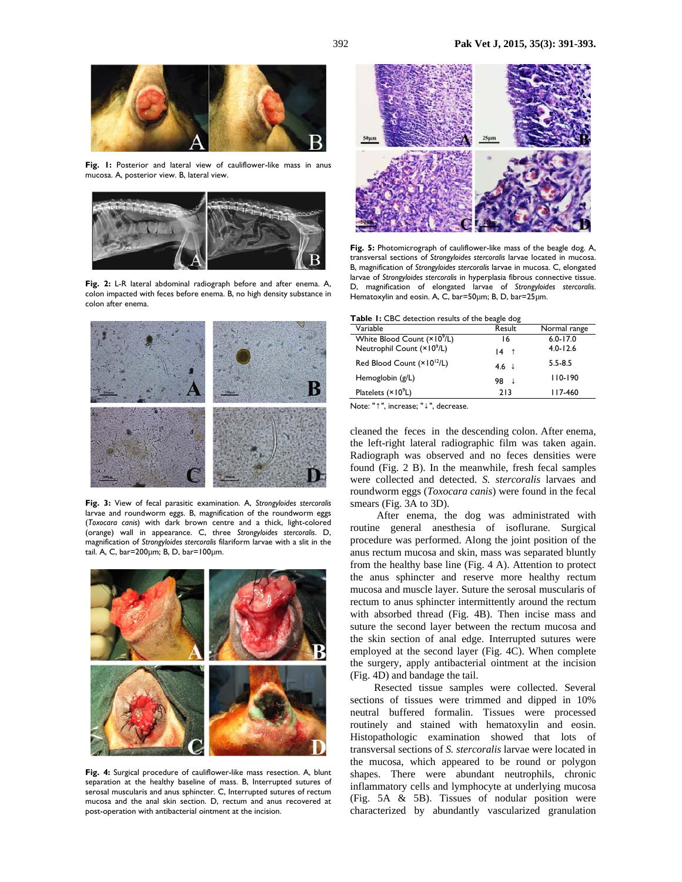Fig. 1: Posterior and lateral view of cauliflower-like mass in anus mucosa. A, posterior view. B, lateral view.

Fig. 2: L-R lateral abdominal radiograph before and after enema. A, colon impacted with feces before enema. B, no high density substance in colon after enema.

Fig. 3: View of fecal parasitic examination. A, *Strongyloides stercoralis* larvae and roundworm eggs. B, magnification of the roundworm eggs (*Toxocara canis*) with dark brown centre and a thick, light-colored (orange) wall in appearance. C, three *Strongyloides stercoralis*. D, magnification of *Strongyloides stercoralis* filariform larvae with a slit in the tail. A, C, bar=200μm; B, D, bar=100μm.

Fig. 4: Surgical procedure of cauliflower-like mass resection. A, blunt separation at the healthy baseline of mass. B, Interrupted sutures of serosal muscularis and anus sphincter. C, Interrupted sutures of rectum mucosa and the anal skin section. D, rectum and anus recovered at post-operation with antibacterial ointment at the incision.

Fig. 5: Photomicrograph of cauliflower-like mass of the beagle dog. A, transversal sections of *Strongyloides stercoralis* larvae located in mucosa. B, magnification of *Strongyloides stercoralis* larvae in mucosa. C, elongated larvae of *Strongyloides stercoralis* in hyperplasia fibrous connective tissue. D, magnification of elongated larvae of *Strongyloides stercoralis*. Hematoxylin and eosin. A, C, bar=50μm; B, D, bar=25μm.

**Table 1:** CBC detection results of the beagle dog

| Variable | Result | Normal range |
|---|---|---|
| White Blood Count ($\times 10^9$/L) | 16 | 6.0-17.0 |
| Neutrophil Count ($\times 10^9$/L) | 14 ↑ | 4.0-12.6 |
| Red Blood Count ($\times 10^{12}$/L) | 4.6 ↓ | 5.5-8.5 |
| Hemoglobin (g/L) | 98 ↓ | 110-190 |
| Platelets ($\times 10^9$L) | 213 | 117-460 |

Note: "↑", increase; "↓", decrease.

cleaned the feces in the descending colon. After enema, the left-right lateral radiographic film was taken again. Radiograph was observed and no feces densities were found (Fig. 2 B). In the meanwhile, fresh fecal samples were collected and detected. *S. stercoralis* larvaes and roundworm eggs (*Toxocara canis*) were found in the fecal smears (Fig. 3A to 3D).

After enema, the dog was administrated with routine general anesthesia of isoflurane. Surgical procedure was performed. Along the joint position of the anus rectum mucosa and skin, mass was separated bluntly from the healthy base line (Fig. 4 A). Attention to protect the anus sphincter and reserve more healthy rectum mucosa and muscle layer. Suture the serosal muscularis of rectum to anus sphincter intermittently around the rectum with absorbed thread (Fig. 4B). Then incise mass and suture the second layer between the rectum mucosa and the skin section of anal edge. Interrupted sutures were employed at the second layer (Fig. 4C). When complete the surgery, apply antibacterial ointment at the incision (Fig. 4D) and bandage the tail.

Resected tissue samples were collected. Several sections of tissues were trimmed and dipped in 10% neutral buffered formalin. Tissues were processed routinely and stained with hematoxylin and eosin. Histopathologic examination showed that lots of transversal sections of *S. stercoralis* larvae were located in the mucosa, which appeared to be round or polygon shapes. There were abundant neutrophils, chronic inflammatory cells and lymphocyte at underlying mucosa (Fig. 5A & 5B). Tissues of nodular position were characterized by abundantly vascularized granulation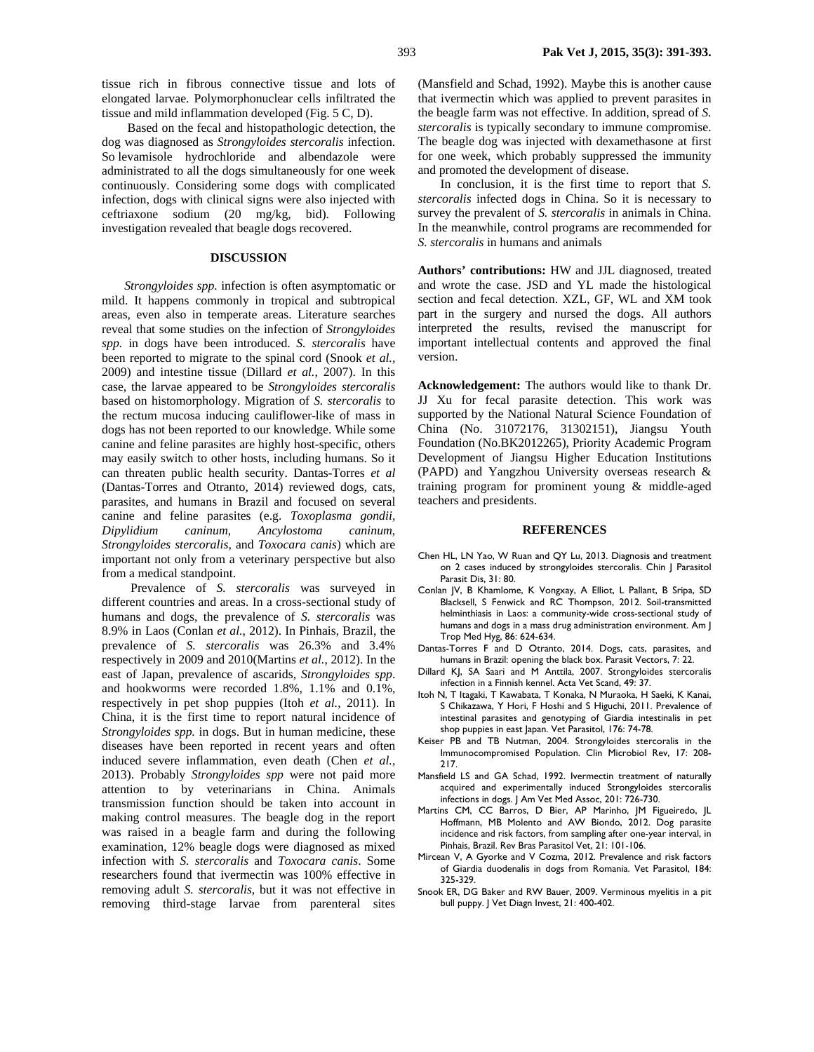tissue rich in fibrous connective tissue and lots of elongated larvae. Polymorphonuclear cells infiltrated the tissue and mild inflammation developed (Fig. 5 C, D).

Based on the fecal and histopathologic detection, the dog was diagnosed as *Strongyloides stercoralis* infection. So levamisole hydrochloride and albendazole were administrated to all the dogs simultaneously for one week continuously. Considering some dogs with complicated infection, dogs with clinical signs were also injected with ceftriaxone sodium (20 mg/kg, bid). Following investigation revealed that beagle dogs recovered.

## DISCUSSION

*Strongyloides spp.* infection is often asymptomatic or mild. It happens commonly in tropical and subtropical areas, even also in temperate areas. Literature searches reveal that some studies on the infection of *Strongyloides spp.* in dogs have been introduced. *S. stercoralis* have been reported to migrate to the spinal cord (Snook *et al.*, 2009) and intestine tissue (Dillard *et al.,* 2007). In this case, the larvae appeared to be *Strongyloides stercoralis* based on histomorphology. Migration of *S. stercoralis* to the rectum mucosa inducing cauliflower-like of mass in dogs has not been reported to our knowledge. While some canine and feline parasites are highly host-specific, others may easily switch to other hosts, including humans. So it can threaten public health security. Dantas-Torres *et al* (Dantas-Torres and Otranto, 2014) reviewed dogs, cats, parasites, and humans in Brazil and focused on several canine and feline parasites (e.g. *Toxoplasma gondii*, *Dipylidium caninum*, *Ancylostoma caninum*, *Strongyloides stercoralis*, and *Toxocara canis*) which are important not only from a veterinary perspective but also from a medical standpoint.

Prevalence of *S. stercoralis* was surveyed in different countries and areas. In a cross-sectional study of humans and dogs, the prevalence of *S. stercoralis* was 8.9% in Laos (Conlan *et al.*, 2012). In Pinhais, Brazil, the prevalence of *S. stercoralis* was 26.3% and 3.4% respectively in 2009 and 2010(Martins *et al.*, 2012). In the east of Japan, prevalence of ascarids, *Strongyloides spp*. and hookworms were recorded 1.8%, 1.1% and 0.1%, respectively in pet shop puppies (Itoh *et al.*, 2011). In China, it is the first time to report natural incidence of *Strongyloides spp.* in dogs. But in human medicine, these diseases have been reported in recent years and often induced severe inflammation, even death (Chen *et al.*, 2013). Probably *Strongyloides spp* were not paid more attention to by veterinarians in China. Animals transmission function should be taken into account in making control measures. The beagle dog in the report was raised in a beagle farm and during the following examination, 12% beagle dogs were diagnosed as mixed infection with *S. stercoralis* and *Toxocara canis*. Some researchers found that ivermectin was 100% effective in removing adult *S. stercoralis*, but it was not effective in removing third-stage larvae from parenteral sites (Mansfield and Schad, 1992). Maybe this is another cause that ivermectin which was applied to prevent parasites in the beagle farm was not effective. In addition, spread of *S. stercoralis* is typically secondary to immune compromise. The beagle dog was injected with dexamethasone at first for one week, which probably suppressed the immunity and promoted the development of disease.

In conclusion, it is the first time to report that *S. stercoralis* infected dogs in China. So it is necessary to survey the prevalent of *S. stercoralis* in animals in China. In the meanwhile, control programs are recommended for *S. stercoralis* in humans and animals

**Authors' contributions:** HW and JJL diagnosed, treated and wrote the case. JSD and YL made the histological section and fecal detection. XZL, GF, WL and XM took part in the surgery and nursed the dogs. All authors interpreted the results, revised the manuscript for important intellectual contents and approved the final version.

**Acknowledgement:** The authors would like to thank Dr. JJ Xu for fecal parasite detection. This work was supported by the National Natural Science Foundation of China (No. 31072176, 31302151), Jiangsu Youth Foundation (No.BK2012265), Priority Academic Program Development of Jiangsu Higher Education Institutions (PAPD) and Yangzhou University overseas research & training program for prominent young & middle-aged teachers and presidents.

## REFERENCES

Chen HL, LN Yao, W Ruan and QY Lu, 2013. Diagnosis and treatment on 2 cases induced by strongyloides stercoralis. Chin J Parasitol Parasit Dis, 31: 80.

Conlan JV, B Khamlome, K Vongxay, A Elliot, L Pallant, B Sripa, SD Blacksell, S Fenwick and RC Thompson, 2012. Soil-transmitted helminthiasis in Laos: a community-wide cross-sectional study of humans and dogs in a mass drug administration environment. Am J Trop Med Hyg, 86: 624-634.

Dantas-Torres F and D Otranto, 2014. Dogs, cats, parasites, and humans in Brazil: opening the black box. Parasit Vectors, 7: 22.

Dillard KJ, SA Saari and M Anttila, 2007. Strongyloides stercoralis infection in a Finnish kennel. Acta Vet Scand, 49: 37.

Itoh N, T Itagaki, T Kawabata, T Konaka, N Muraoka, H Saeki, K Kanai, S Chikazawa, Y Hori, F Hoshi and S Higuchi, 2011. Prevalence of intestinal parasites and genotyping of Giardia intestinalis in pet shop puppies in east Japan. Vet Parasitol, 176: 74-78.

Keiser PB and TB Nutman, 2004. Strongyloides stercoralis in the Immunocompromised Population. Clin Microbiol Rev, 17: 208-217.

Mansfield LS and GA Schad, 1992. Ivermectin treatment of naturally acquired and experimentally induced Strongyloides stercoralis infections in dogs. J Am Vet Med Assoc, 201: 726-730.

Martins CM, CC Barros, D Bier, AP Marinho, JM Figueiredo, JL Hoffmann, MB Molento and AW Biondo, 2012. Dog parasite incidence and risk factors, from sampling after one-year interval, in Pinhais, Brazil. Rev Bras Parasitol Vet, 21: 101-106.

Mircean V, A Gyorke and V Cozma, 2012. Prevalence and risk factors of Giardia duodenalis in dogs from Romania. Vet Parasitol, 184: 325-329.

Snook ER, DG Baker and RW Bauer, 2009. Verminous myelitis in a pit bull puppy. J Vet Diagn Invest, 21: 400-402.